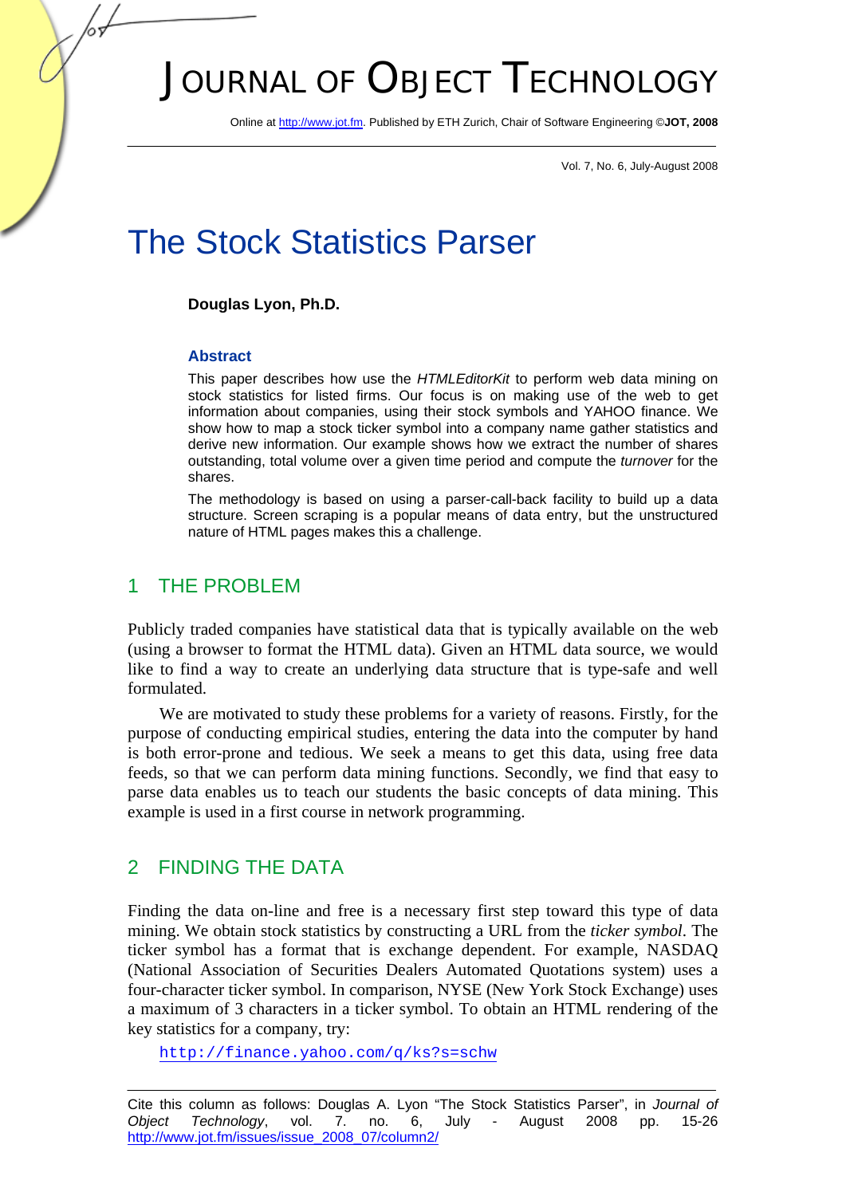# The Stock Statistics Parser

**Douglas Lyon, Ph.D.**

### Abstract

This paper describes how use the *HTMLEditorKit* to perform web data mining on stock statistics for listed firms. Our focus is on making use of the web to get information about companies, using their stock symbols and YAHOO finance. We show how to map a stock ticker symbol into a company name gather statistics and derive new information. Our example shows how we extract the number of shares outstanding, total volume over a given time period and compute the *turnover* for the shares.

The methodology is based on using a parser-call-back facility to build up a data structure. Screen scraping is a popular means of data entry, but the unstructured nature of HTML pages makes this a challenge.

## 1 THE PROBLEM

Publicly traded companies have statistical data that is typically available on the web (using a browser to format the HTML data). Given an HTML data source, we would like to find a way to create an underlying data structure that is type-safe and well formulated.

We are motivated to study these problems for a variety of reasons. Firstly, for the purpose of conducting empirical studies, entering the data into the computer by hand is both error-prone and tedious. We seek a means to get this data, using free data feeds, so that we can perform data mining functions. Secondly, we find that easy to parse data enables us to teach our students the basic concepts of data mining. This example is used in a first course in network programming.

## 2 FINDING THE DATA

Finding the data on-line and free is a necessary first step toward this type of data mining. We obtain stock statistics by constructing a URL from the *ticker symbol*. The ticker symbol has a format that is exchange dependent. For example, NASDAQ (National Association of Securities Dealers Automated Quotations system) uses a four-character ticker symbol. In comparison, NYSE (New York Stock Exchange) uses a maximum of 3 characters in a ticker symbol. To obtain an HTML rendering of the key statistics for a company, try:

`http://finance.yahoo.com/q/ks?s=schw`

---

Cite this column as follows: Douglas A. Lyon "The Stock Statistics Parser", in *Journal of Object Technology*, vol. 7. no. 6, July - August 2008 pp. 15-26 http://www.jot.fm/issues/issue_2008_07/column2/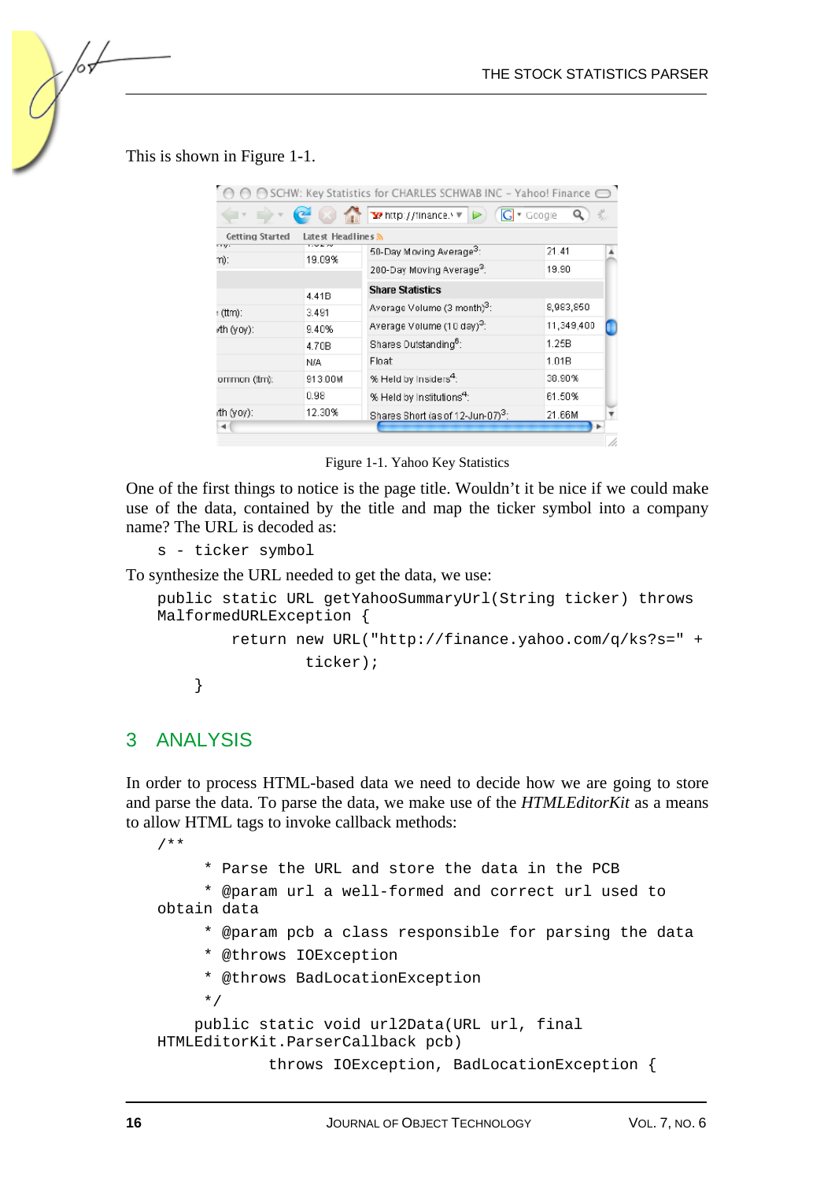This is shown in Figure 1-1.

Figure 1-1. Yahoo Key Statistics

One of the first things to notice is the page title. Wouldn't it be nice if we could make use of the data, contained by the title and map the ticker symbol into a company name? The URL is decoded as:

```
s - ticker symbol
```

To synthesize the URL needed to get the data, we use:

```
public static URL getYahooSummaryUrl(String ticker) throws
MalformedURLException {
        return new URL("http://finance.yahoo.com/q/ks?s=" +
                ticker);
    }
```

## 3 ANALYSIS

In order to process HTML-based data we need to decide how we are going to store and parse the data. To parse the data, we make use of the *HTMLEditorKit* as a means to allow HTML tags to invoke callback methods:

```
/**
     * Parse the URL and store the data in the PCB
     * @param url a well-formed and correct url used to
obtain data
     * @param pcb a class responsible for parsing the data
     * @throws IOException
     * @throws BadLocationException
     */
    public static void url2Data(URL url, final
HTMLEditorKit.ParserCallback pcb)
            throws IOException, BadLocationException {
```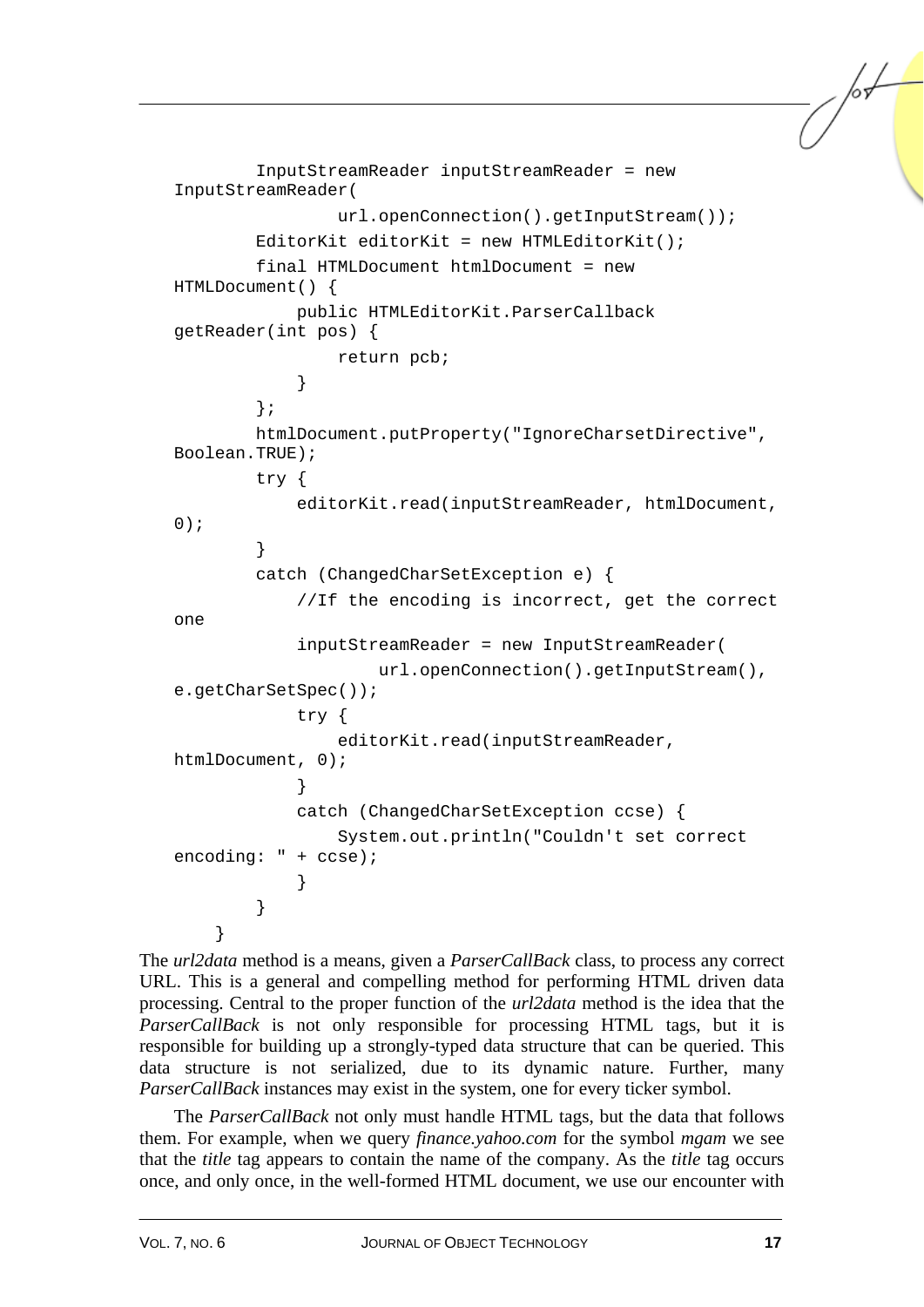```
        InputStreamReader inputStreamReader = new
InputStreamReader(
                url.openConnection().getInputStream());
        EditorKit editorKit = new HTMLEditorKit();
        final HTMLDocument htmlDocument = new
HTMLDocument() {
            public HTMLEditorKit.ParserCallback
getReader(int pos) {
                return pcb;
            }
        };
        htmlDocument.putProperty("IgnoreCharsetDirective",
Boolean.TRUE);
        try {
            editorKit.read(inputStreamReader, htmlDocument,
0);
        }
        catch (ChangedCharSetException e) {
            //If the encoding is incorrect, get the correct
one
            inputStreamReader = new InputStreamReader(
                    url.openConnection().getInputStream(),
e.getCharSetSpec());
            try {
                editorKit.read(inputStreamReader,
htmlDocument, 0);
            }
            catch (ChangedCharSetException ccse) {
                System.out.println("Couldn't set correct
encoding: " + ccse);
            }
        }
    }
```

The *url2data* method is a means, given a *ParserCallBack* class, to process any correct URL. This is a general and compelling method for performing HTML driven data processing. Central to the proper function of the *url2data* method is the idea that the *ParserCallBack* is not only responsible for processing HTML tags, but it is responsible for building up a strongly-typed data structure that can be queried. This data structure is not serialized, due to its dynamic nature. Further, many *ParserCallBack* instances may exist in the system, one for every ticker symbol.

The *ParserCallBack* not only must handle HTML tags, but the data that follows them. For example, when we query *finance.yahoo.com* for the symbol *mgam* we see that the *title* tag appears to contain the name of the company. As the *title* tag occurs once, and only once, in the well-formed HTML document, we use our encounter with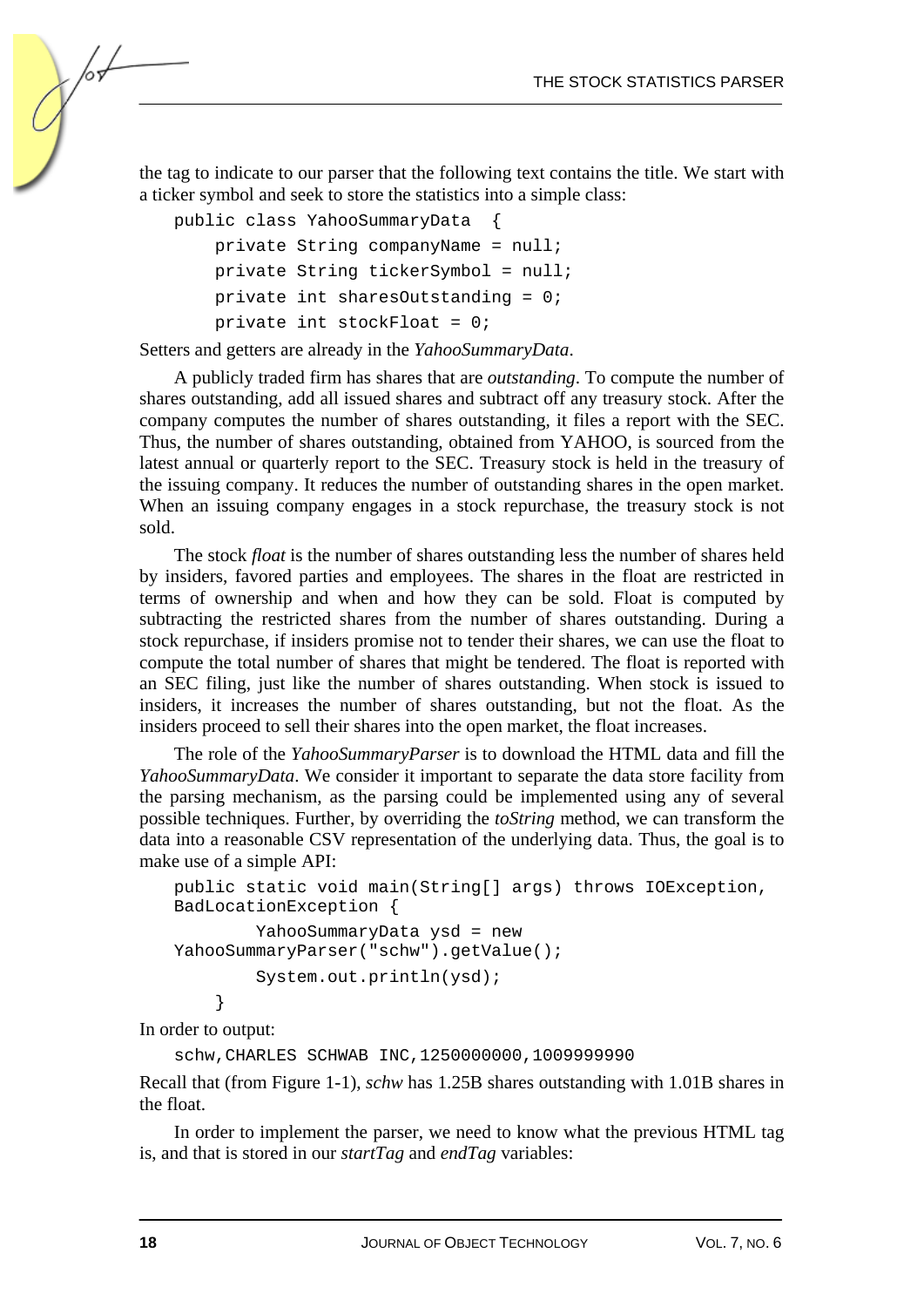the tag to indicate to our parser that the following text contains the title. We start with a ticker symbol and seek to store the statistics into a simple class:

```
public class YahooSummaryData  {
    private String companyName = null;
    private String tickerSymbol = null;
    private int sharesOutstanding = 0;
    private int stockFloat = 0;
```

Setters and getters are already in the *YahooSummaryData*.

A publicly traded firm has shares that are *outstanding*. To compute the number of shares outstanding, add all issued shares and subtract off any treasury stock. After the company computes the number of shares outstanding, it files a report with the SEC. Thus, the number of shares outstanding, obtained from YAHOO, is sourced from the latest annual or quarterly report to the SEC. Treasury stock is held in the treasury of the issuing company. It reduces the number of outstanding shares in the open market. When an issuing company engages in a stock repurchase, the treasury stock is not sold.

The stock *float* is the number of shares outstanding less the number of shares held by insiders, favored parties and employees. The shares in the float are restricted in terms of ownership and when and how they can be sold. Float is computed by subtracting the restricted shares from the number of shares outstanding. During a stock repurchase, if insiders promise not to tender their shares, we can use the float to compute the total number of shares that might be tendered. The float is reported with an SEC filing, just like the number of shares outstanding. When stock is issued to insiders, it increases the number of shares outstanding, but not the float. As the insiders proceed to sell their shares into the open market, the float increases.

The role of the *YahooSummaryParser* is to download the HTML data and fill the *YahooSummaryData*. We consider it important to separate the data store facility from the parsing mechanism, as the parsing could be implemented using any of several possible techniques. Further, by overriding the *toString* method, we can transform the data into a reasonable CSV representation of the underlying data. Thus, the goal is to make use of a simple API:

```
public static void main(String[] args) throws IOException,
BadLocationException {
        YahooSummaryData ysd = new
YahooSummaryParser("schw").getValue();
        System.out.println(ysd);
    }
```

In order to output:

```
schw,CHARLES SCHWAB INC,1250000000,1009999990
```

Recall that (from Figure 1-1), *schw* has 1.25B shares outstanding with 1.01B shares in the float.

In order to implement the parser, we need to know what the previous HTML tag is, and that is stored in our *startTag* and *endTag* variables: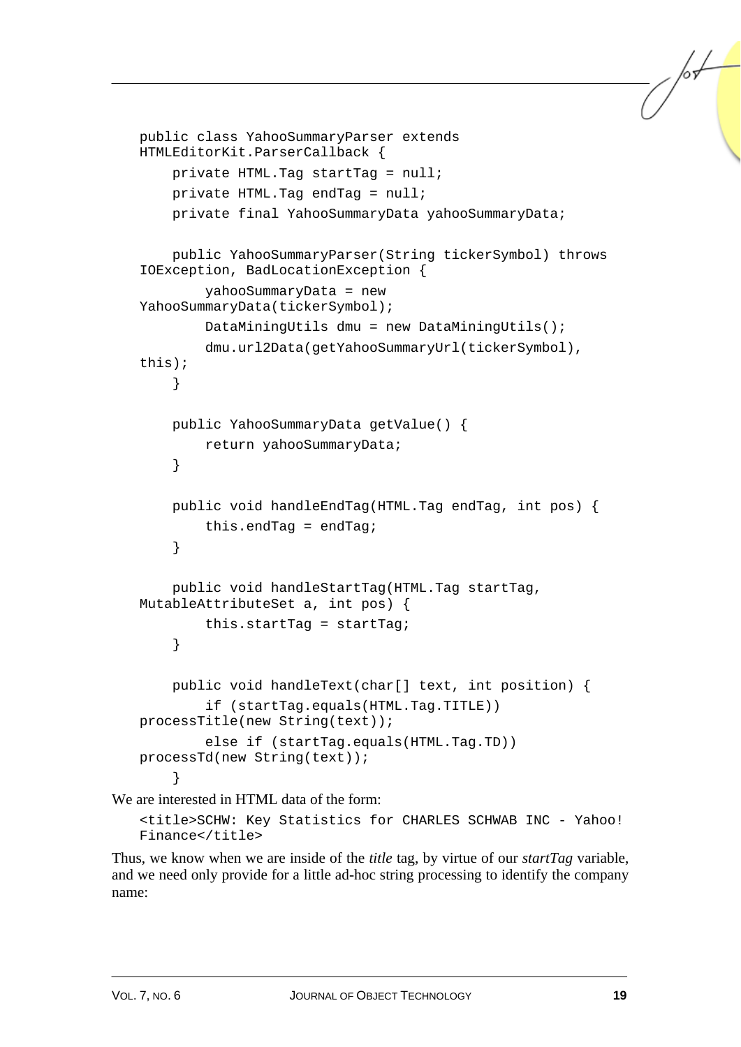```
public class YahooSummaryParser extends
HTMLEditorKit.ParserCallback {
    private HTML.Tag startTag = null;
    private HTML.Tag endTag = null;
    private final YahooSummaryData yahooSummaryData;

    public YahooSummaryParser(String tickerSymbol) throws
IOException, BadLocationException {
        yahooSummaryData = new
YahooSummaryData(tickerSymbol);
        DataMiningUtils dmu = new DataMiningUtils();
        dmu.url2Data(getYahooSummaryUrl(tickerSymbol),
this);
    }

    public YahooSummaryData getValue() {
        return yahooSummaryData;
    }

    public void handleEndTag(HTML.Tag endTag, int pos) {
        this.endTag = endTag;
    }

    public void handleStartTag(HTML.Tag startTag,
MutableAttributeSet a, int pos) {
        this.startTag = startTag;
    }

    public void handleText(char[] text, int position) {
        if (startTag.equals(HTML.Tag.TITLE))
processTitle(new String(text));
        else if (startTag.equals(HTML.Tag.TD))
processTd(new String(text));
    }
```

We are interested in HTML data of the form:

```
<title>SCHW: Key Statistics for CHARLES SCHWAB INC - Yahoo!
Finance</title>
```

Thus, we know when we are inside of the *title* tag, by virtue of our *startTag* variable, and we need only provide for a little ad-hoc string processing to identify the company name: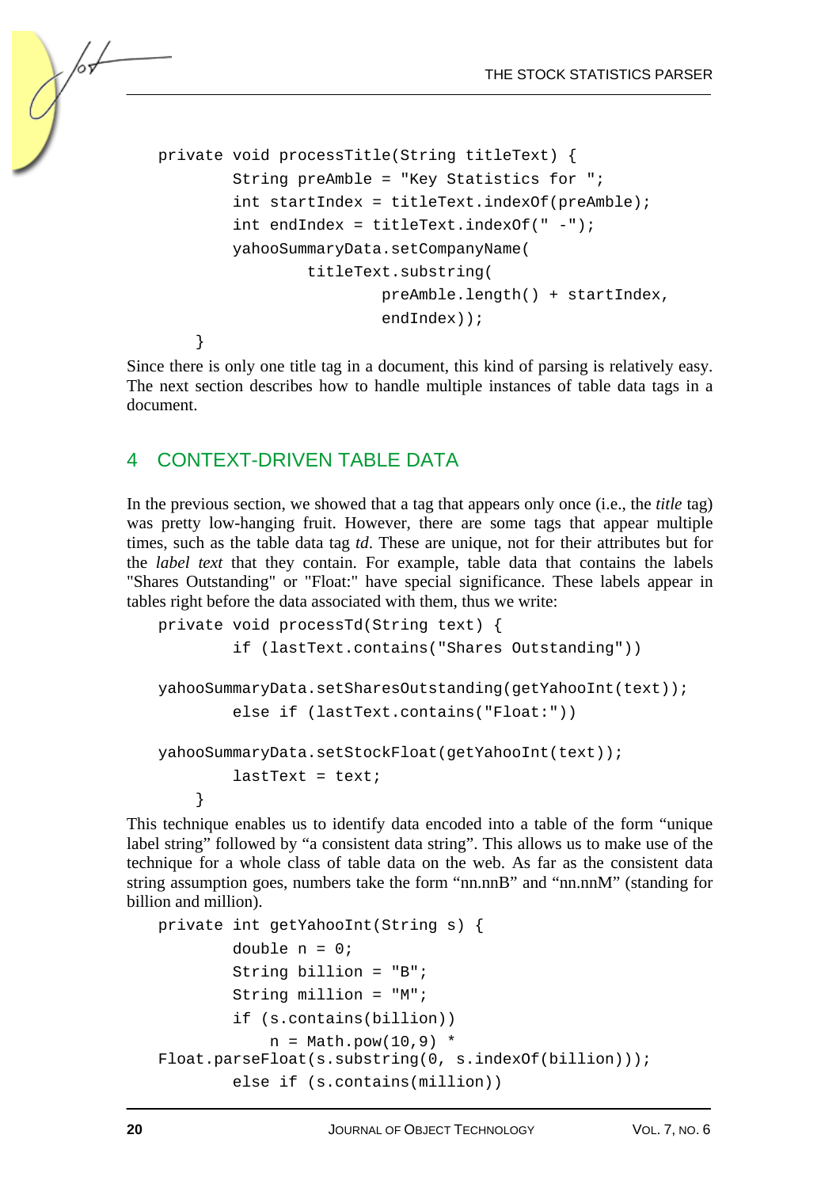```
private void processTitle(String titleText) {
        String preAmble = "Key Statistics for ";
        int startIndex = titleText.indexOf(preAmble);
        int endIndex = titleText.indexOf(" -");
        yahooSummaryData.setCompanyName(
                titleText.substring(
                        preAmble.length() + startIndex,
                        endIndex));
    }
```

Since there is only one title tag in a document, this kind of parsing is relatively easy. The next section describes how to handle multiple instances of table data tags in a document.

## 4 CONTEXT-DRIVEN TABLE DATA

In the previous section, we showed that a tag that appears only once (i.e., the *title* tag) was pretty low-hanging fruit. However, there are some tags that appear multiple times, such as the table data tag *td*. These are unique, not for their attributes but for the *label text* that they contain. For example, table data that contains the labels "Shares Outstanding" or "Float:" have special significance. These labels appear in tables right before the data associated with them, thus we write:

```
private void processTd(String text) {
        if (lastText.contains("Shares Outstanding"))

yahooSummaryData.setSharesOutstanding(getYahooInt(text));
        else if (lastText.contains("Float:"))

yahooSummaryData.setStockFloat(getYahooInt(text));
        lastText = text;
    }
```

This technique enables us to identify data encoded into a table of the form "unique label string" followed by "a consistent data string". This allows us to make use of the technique for a whole class of table data on the web. As far as the consistent data string assumption goes, numbers take the form "nn.nnB" and "nn.nnM" (standing for billion and million).

```
private int getYahooInt(String s) {
        double n = 0;
        String billion = "B";
        String million = "M";
        if (s.contains(billion))
            n = Math.pow(10,9) *
Float.parseFloat(s.substring(0, s.indexOf(billion)));
        else if (s.contains(million))
```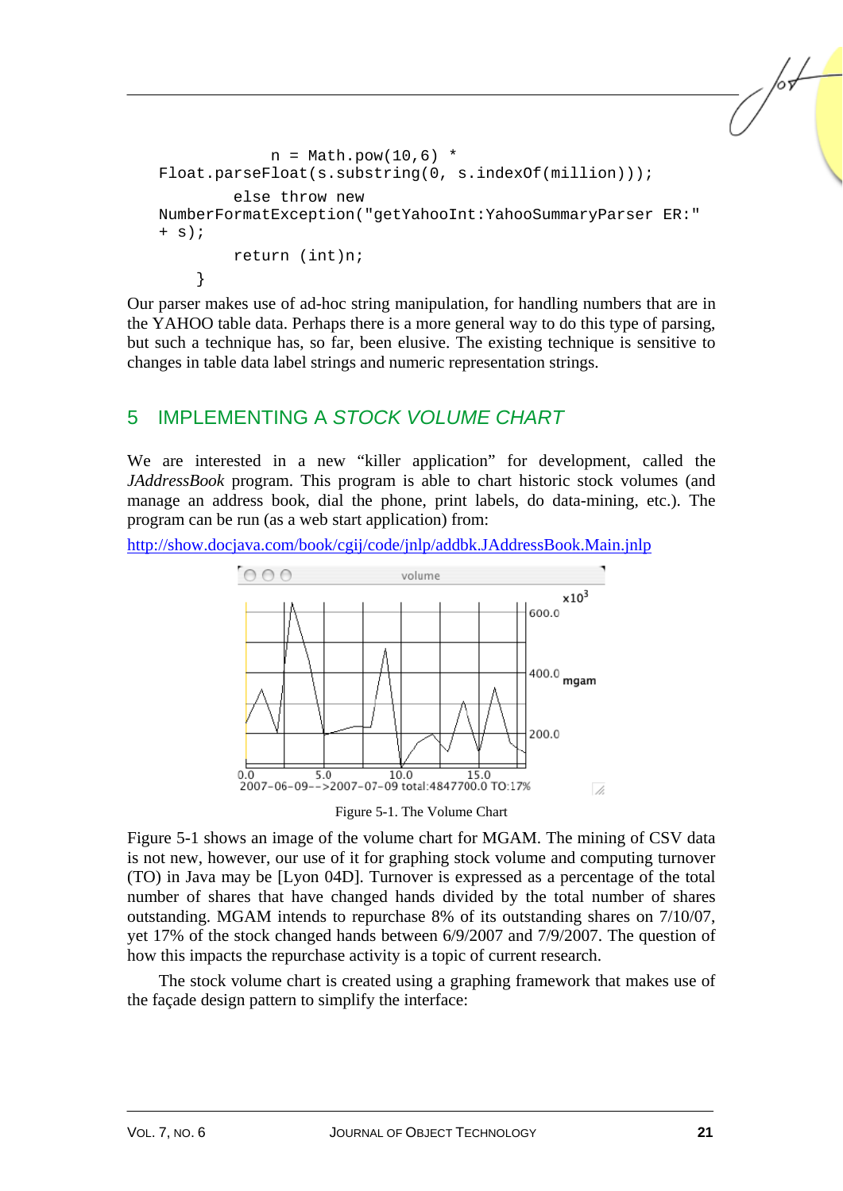```
            n = Math.pow(10,6) *
Float.parseFloat(s.substring(0, s.indexOf(million)));
        else throw new
NumberFormatException("getYahooInt:YahooSummaryParser ER:"
+ s);
        return (int)n;
    }
```

Our parser makes use of ad-hoc string manipulation, for handling numbers that are in the YAHOO table data. Perhaps there is a more general way to do this type of parsing, but such a technique has, so far, been elusive. The existing technique is sensitive to changes in table data label strings and numeric representation strings.

## 5 IMPLEMENTING A *STOCK VOLUME CHART*

We are interested in a new "killer application" for development, called the *JAddressBook* program. This program is able to chart historic stock volumes (and manage an address book, dial the phone, print labels, do data-mining, etc.). The program can be run (as a web start application) from:

http://show.docjava.com/book/cgij/code/jnlp/addbk.JAddressBook.Main.jnlp

Figure 5-1. The Volume Chart

Figure 5-1 shows an image of the volume chart for MGAM. The mining of CSV data is not new, however, our use of it for graphing stock volume and computing turnover (TO) in Java may be [Lyon 04D]. Turnover is expressed as a percentage of the total number of shares that have changed hands divided by the total number of shares outstanding. MGAM intends to repurchase 8% of its outstanding shares on 7/10/07, yet 17% of the stock changed hands between 6/9/2007 and 7/9/2007. The question of how this impacts the repurchase activity is a topic of current research.

The stock volume chart is created using a graphing framework that makes use of the façade design pattern to simplify the interface: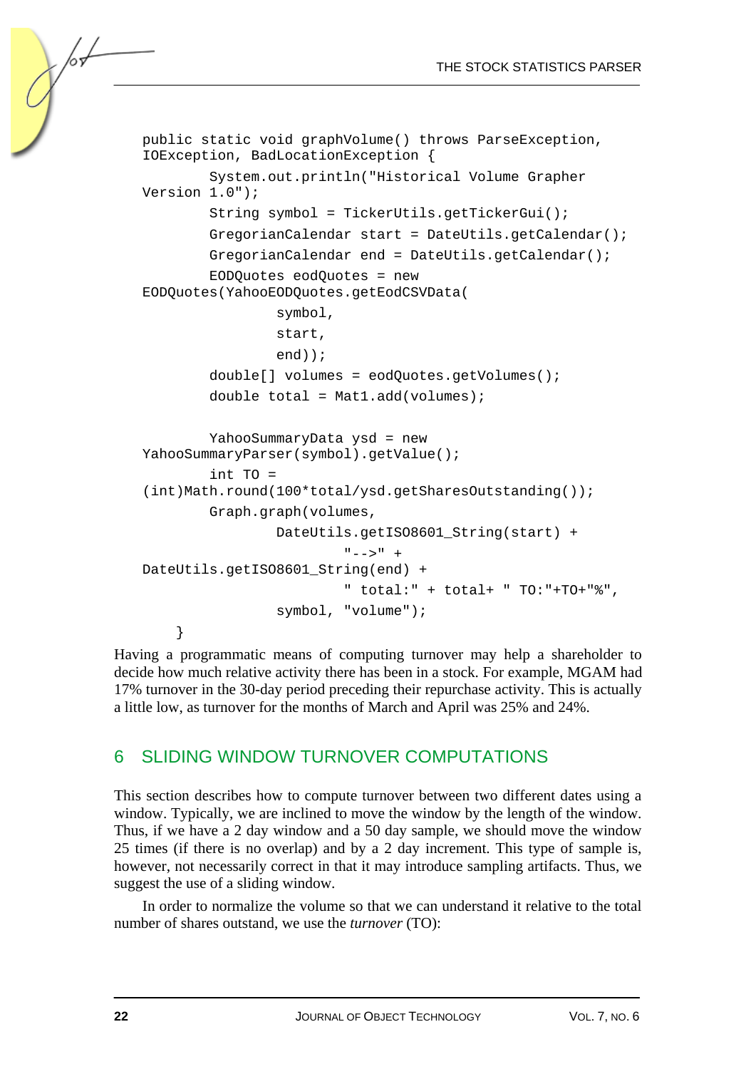```java
public static void graphVolume() throws ParseException,
IOException, BadLocationException {
        System.out.println("Historical Volume Grapher
Version 1.0");
        String symbol = TickerUtils.getTickerGui();
        GregorianCalendar start = DateUtils.getCalendar();
        GregorianCalendar end = DateUtils.getCalendar();
        EODQuotes eodQuotes = new
EODQuotes(YahooEODQuotes.getEodCSVData(
                symbol,
                start,
                end));
        double[] volumes = eodQuotes.getVolumes();
        double total = Mat1.add(volumes);

        YahooSummaryData ysd = new
YahooSummaryParser(symbol).getValue();
        int TO =
(int)Math.round(100*total/ysd.getSharesOutstanding());
        Graph.graph(volumes,
                DateUtils.getISO8601_String(start) +
                        "-->" +
DateUtils.getISO8601_String(end) +
                        " total:" + total+ " TO:"+TO+"%",
                symbol, "volume");
    }
```

Having a programmatic means of computing turnover may help a shareholder to decide how much relative activity there has been in a stock. For example, MGAM had 17% turnover in the 30-day period preceding their repurchase activity. This is actually a little low, as turnover for the months of March and April was 25% and 24%.

## 6 SLIDING WINDOW TURNOVER COMPUTATIONS

This section describes how to compute turnover between two different dates using a window. Typically, we are inclined to move the window by the length of the window. Thus, if we have a 2 day window and a 50 day sample, we should move the window 25 times (if there is no overlap) and by a 2 day increment. This type of sample is, however, not necessarily correct in that it may introduce sampling artifacts. Thus, we suggest the use of a sliding window.

In order to normalize the volume so that we can understand it relative to the total number of shares outstand, we use the *turnover* (TO):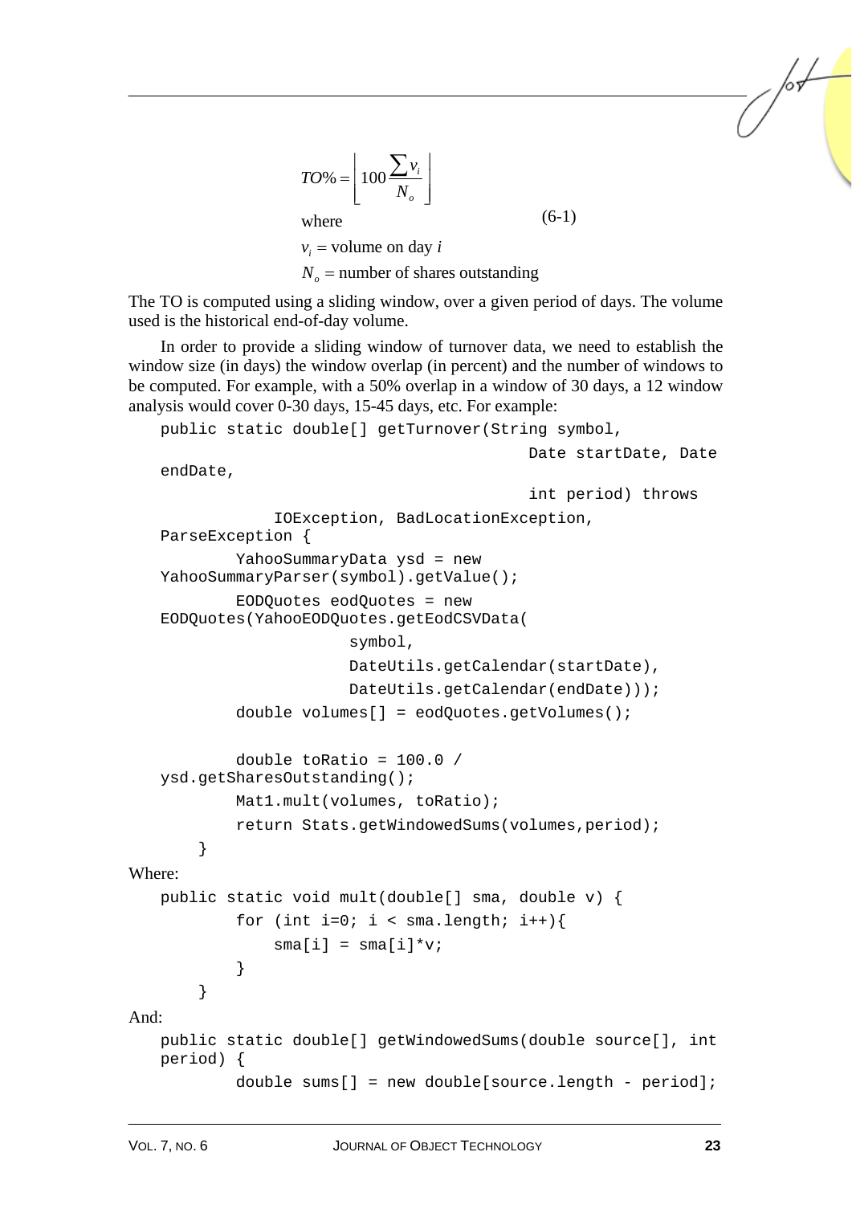$$TO\% = \left\lfloor 100 \frac{\sum v_i}{N_o} \right\rfloor \tag{6-1}$$

where

$v_i$ = volume on day $i$

$N_o$ = number of shares outstanding

The TO is computed using a sliding window, over a given period of days. The volume used is the historical end-of-day volume.

In order to provide a sliding window of turnover data, we need to establish the window size (in days) the window overlap (in percent) and the number of windows to be computed. For example, with a 50% overlap in a window of 30 days, a 12 window analysis would cover 0-30 days, 15-45 days, etc. For example:

```
public static double[] getTurnover(String symbol,
                                           Date startDate, Date
endDate,
                                           int period) throws
            IOException, BadLocationException,
ParseException {
        YahooSummaryData ysd = new
YahooSummaryParser(symbol).getValue();
        EODQuotes eodQuotes = new
EODQuotes(YahooEODQuotes.getEodCSVData(
                    symbol,
                    DateUtils.getCalendar(startDate),
                    DateUtils.getCalendar(endDate)));
        double volumes[] = eodQuotes.getVolumes();

        double toRatio = 100.0 /
ysd.getSharesOutstanding();
        Mat1.mult(volumes, toRatio);
        return Stats.getWindowedSums(volumes,period);
    }
```

Where:

```
public static void mult(double[] sma, double v) {
        for (int i=0; i < sma.length; i++){
            sma[i] = sma[i]*v;
        }
    }
```

And:

```
public static double[] getWindowedSums(double source[], int
period) {
        double sums[] = new double[source.length - period];
```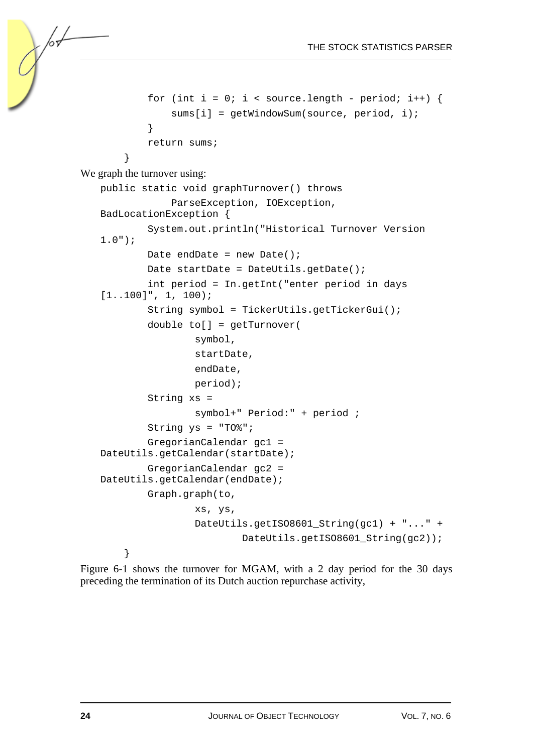```
        for (int i = 0; i < source.length - period; i++) {
            sums[i] = getWindowSum(source, period, i);
        }
        return sums;
    }
```

We graph the turnover using:

```
public static void graphTurnover() throws
            ParseException, IOException,
BadLocationException {
        System.out.println("Historical Turnover Version
1.0");
        Date endDate = new Date();
        Date startDate = DateUtils.getDate();
        int period = In.getInt("enter period in days
[1..100]", 1, 100);
        String symbol = TickerUtils.getTickerGui();
        double to[] = getTurnover(
                symbol,
                startDate,
                endDate,
                period);
        String xs =
                symbol+" Period:" + period ;
        String ys = "TO%";
        GregorianCalendar gc1 =
DateUtils.getCalendar(startDate);
        GregorianCalendar gc2 =
DateUtils.getCalendar(endDate);
        Graph.graph(to,
                xs, ys,
                DateUtils.getISO8601_String(gc1) + "..." +
                        DateUtils.getISO8601_String(gc2));
    }
```

Figure 6-1 shows the turnover for MGAM, with a 2 day period for the 30 days preceding the termination of its Dutch auction repurchase activity,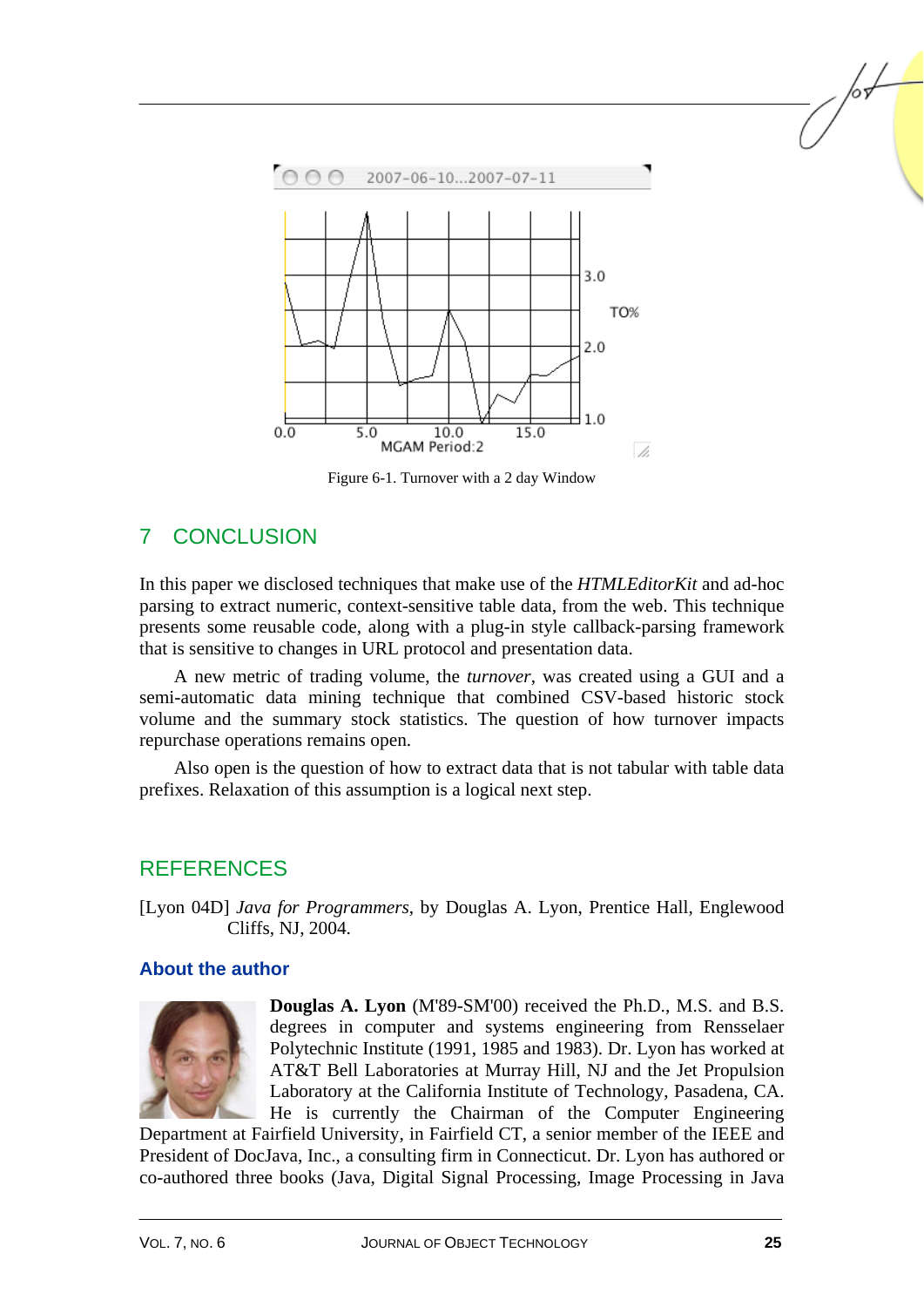Figure 6-1. Turnover with a 2 day Window

## 7 CONCLUSION

In this paper we disclosed techniques that make use of the *HTMLEditorKit* and ad-hoc parsing to extract numeric, context-sensitive table data, from the web. This technique presents some reusable code, along with a plug-in style callback-parsing framework that is sensitive to changes in URL protocol and presentation data.

A new metric of trading volume, the *turnover*, was created using a GUI and a semi-automatic data mining technique that combined CSV-based historic stock volume and the summary stock statistics. The question of how turnover impacts repurchase operations remains open.

Also open is the question of how to extract data that is not tabular with table data prefixes. Relaxation of this assumption is a logical next step.

## REFERENCES

[Lyon 04D] *Java for Programmers*, by Douglas A. Lyon, Prentice Hall, Englewood Cliffs, NJ, 2004.

### About the author

**Douglas A. Lyon** (M'89-SM'00) received the Ph.D., M.S. and B.S. degrees in computer and systems engineering from Rensselaer Polytechnic Institute (1991, 1985 and 1983). Dr. Lyon has worked at AT&T Bell Laboratories at Murray Hill, NJ and the Jet Propulsion Laboratory at the California Institute of Technology, Pasadena, CA. He is currently the Chairman of the Computer Engineering Department at Fairfield University, in Fairfield CT, a senior member of the IEEE and President of DocJava, Inc., a consulting firm in Connecticut. Dr. Lyon has authored or co-authored three books (Java, Digital Signal Processing, Image Processing in Java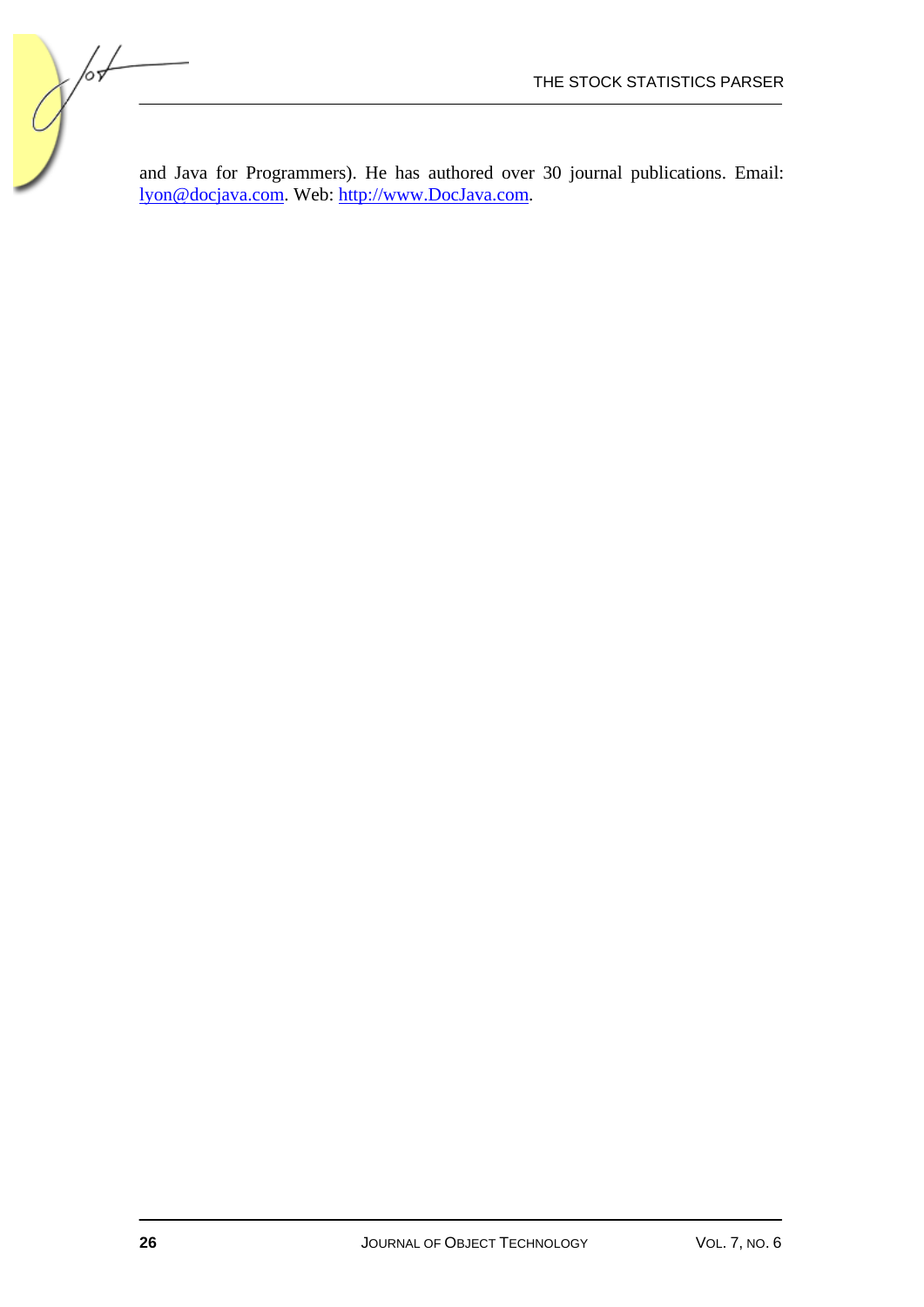and Java for Programmers). He has authored over 30 journal publications. Email: lyon@docjava.com. Web: http://www.DocJava.com.